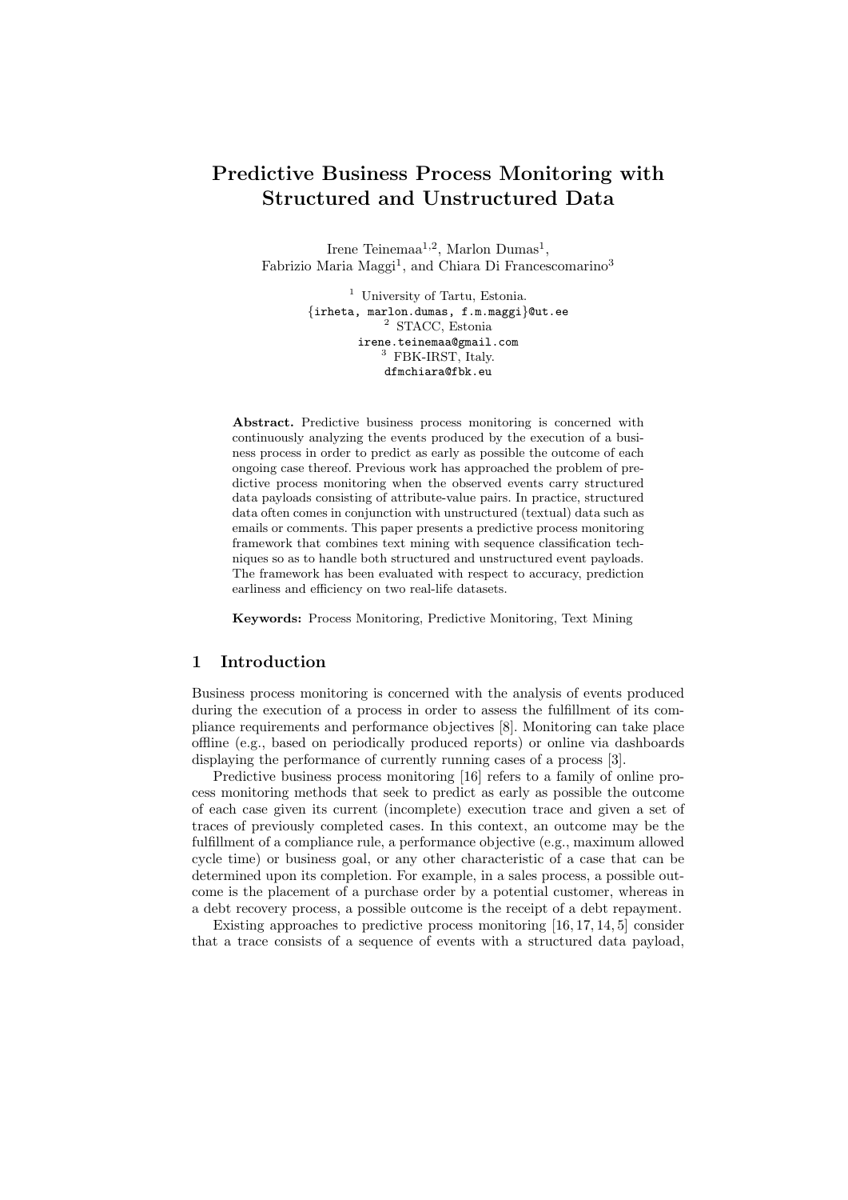# Predictive Business Process Monitoring with Structured and Unstructured Data

Irene Teinemaa[1,2], Marlon Dumas[1], Fabrizio Maria Maggi[1], and Chiara Di Francescomarino[3]

[1] University of Tartu, Estonia.
{irheta, marlon.dumas, f.m.maggi}@ut.ee
[2] STACC, Estonia
irene.teinemaa@gmail.com
[3] FBK-IRST, Italy.
dfmchiara@fbk.eu

**Abstract.** Predictive business process monitoring is concerned with continuously analyzing the events produced by the execution of a business process in order to predict as early as possible the outcome of each ongoing case thereof. Previous work has approached the problem of predictive process monitoring when the observed events carry structured data payloads consisting of attribute-value pairs. In practice, structured data often comes in conjunction with unstructured (textual) data such as emails or comments. This paper presents a predictive process monitoring framework that combines text mining with sequence classification techniques so as to handle both structured and unstructured event payloads. The framework has been evaluated with respect to accuracy, prediction earliness and efficiency on two real-life datasets.

**Keywords:** Process Monitoring, Predictive Monitoring, Text Mining

## 1 Introduction

Business process monitoring is concerned with the analysis of events produced during the execution of a process in order to assess the fulfillment of its compliance requirements and performance objectives [8]. Monitoring can take place offline (e.g., based on periodically produced reports) or online via dashboards displaying the performance of currently running cases of a process [3].

Predictive business process monitoring [16] refers to a family of online process monitoring methods that seek to predict as early as possible the outcome of each case given its current (incomplete) execution trace and given a set of traces of previously completed cases. In this context, an outcome may be the fulfillment of a compliance rule, a performance objective (e.g., maximum allowed cycle time) or business goal, or any other characteristic of a case that can be determined upon its completion. For example, in a sales process, a possible outcome is the placement of a purchase order by a potential customer, whereas in a debt recovery process, a possible outcome is the receipt of a debt repayment.

Existing approaches to predictive process monitoring [16, 17, 14, 5] consider that a trace consists of a sequence of events with a structured data payload,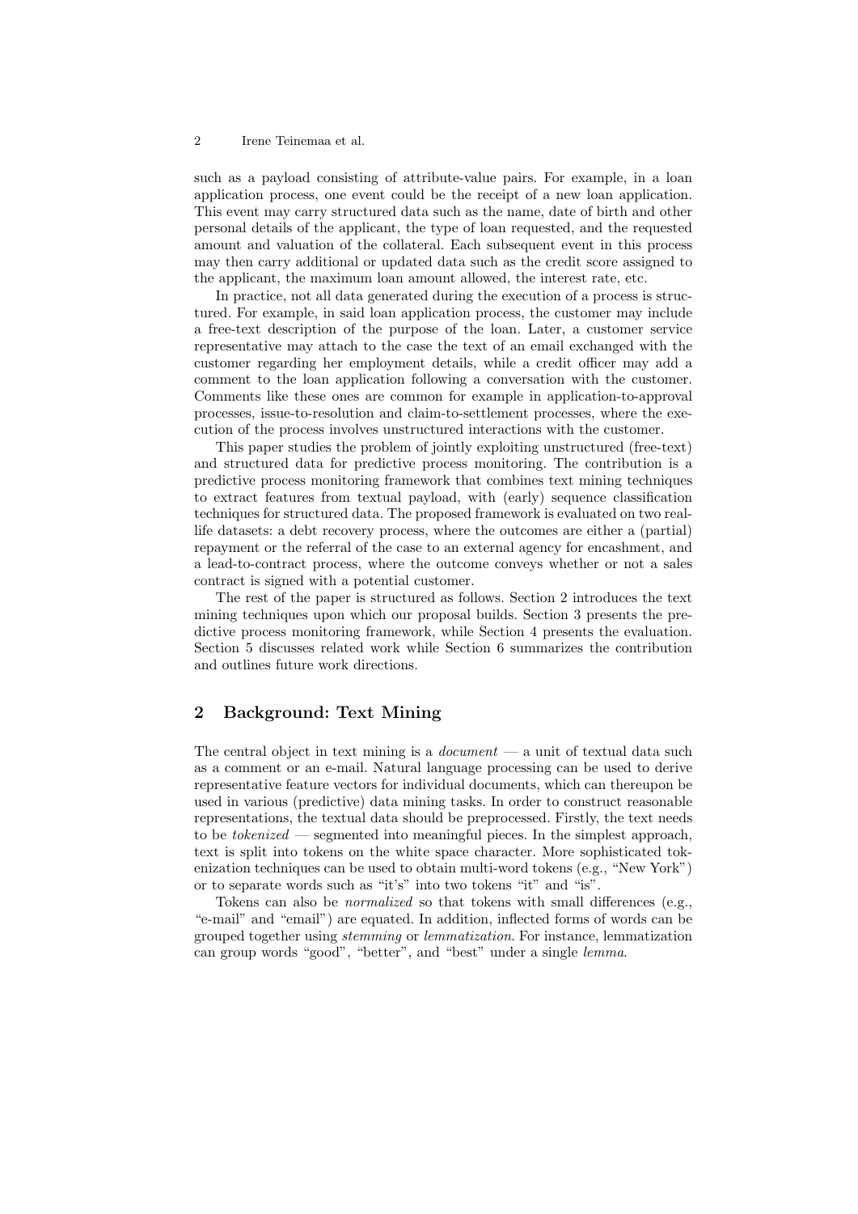such as a payload consisting of attribute-value pairs. For example, in a loan application process, one event could be the receipt of a new loan application. This event may carry structured data such as the name, date of birth and other personal details of the applicant, the type of loan requested, and the requested amount and valuation of the collateral. Each subsequent event in this process may then carry additional or updated data such as the credit score assigned to the applicant, the maximum loan amount allowed, the interest rate, etc.

In practice, not all data generated during the execution of a process is structured. For example, in said loan application process, the customer may include a free-text description of the purpose of the loan. Later, a customer service representative may attach to the case the text of an email exchanged with the customer regarding her employment details, while a credit officer may add a comment to the loan application following a conversation with the customer. Comments like these ones are common for example in application-to-approval processes, issue-to-resolution and claim-to-settlement processes, where the execution of the process involves unstructured interactions with the customer.

This paper studies the problem of jointly exploiting unstructured (free-text) and structured data for predictive process monitoring. The contribution is a predictive process monitoring framework that combines text mining techniques to extract features from textual payload, with (early) sequence classification techniques for structured data. The proposed framework is evaluated on two real-life datasets: a debt recovery process, where the outcomes are either a (partial) repayment or the referral of the case to an external agency for encashment, and a lead-to-contract process, where the outcome conveys whether or not a sales contract is signed with a potential customer.

The rest of the paper is structured as follows. Section 2 introduces the text mining techniques upon which our proposal builds. Section 3 presents the predictive process monitoring framework, while Section 4 presents the evaluation. Section 5 discusses related work while Section 6 summarizes the contribution and outlines future work directions.

## 2 Background: Text Mining

The central object in text mining is a *document* — a unit of textual data such as a comment or an e-mail. Natural language processing can be used to derive representative feature vectors for individual documents, which can thereupon be used in various (predictive) data mining tasks. In order to construct reasonable representations, the textual data should be preprocessed. Firstly, the text needs to be *tokenized* — segmented into meaningful pieces. In the simplest approach, text is split into tokens on the white space character. More sophisticated tokenization techniques can be used to obtain multi-word tokens (e.g., "New York") or to separate words such as "it's" into two tokens "it" and "is".

Tokens can also be *normalized* so that tokens with small differences (e.g., "e-mail" and "email") are equated. In addition, inflected forms of words can be grouped together using *stemming* or *lemmatization*. For instance, lemmatization can group words "good", "better", and "best" under a single *lemma*.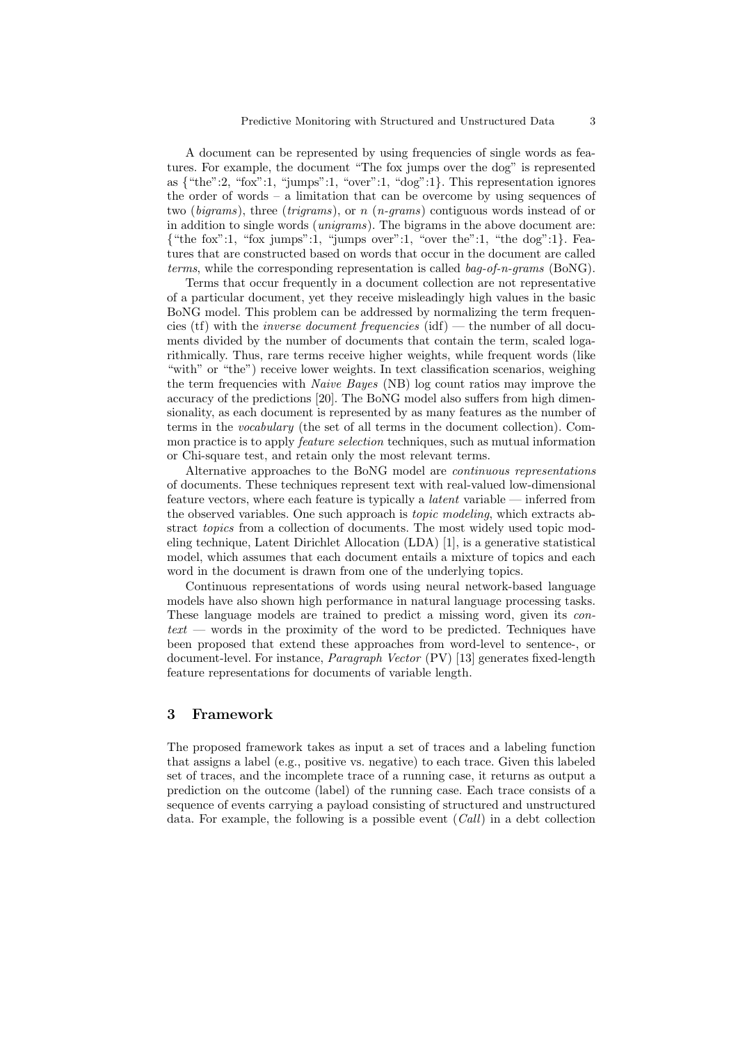A document can be represented by using frequencies of single words as features. For example, the document "The fox jumps over the dog" is represented as {"the":2, "fox":1, "jumps":1, "over":1, "dog":1}. This representation ignores the order of words – a limitation that can be overcome by using sequences of two (*bigrams*), three (*trigrams*), or $n$ (*n-grams*) contiguous words instead of or in addition to single words (*unigrams*). The bigrams in the above document are: {"the fox":1, "fox jumps":1, "jumps over":1, "over the":1, "the dog":1}. Features that are constructed based on words that occur in the document are called *terms*, while the corresponding representation is called *bag-of-n-grams* (BoNG).

Terms that occur frequently in a document collection are not representative of a particular document, yet they receive misleadingly high values in the basic BoNG model. This problem can be addressed by normalizing the term frequencies (tf) with the *inverse document frequencies* (idf) — the number of all documents divided by the number of documents that contain the term, scaled logarithmically. Thus, rare terms receive higher weights, while frequent words (like "with" or "the") receive lower weights. In text classification scenarios, weighing the term frequencies with *Naive Bayes* (NB) log count ratios may improve the accuracy of the predictions [20]. The BoNG model also suffers from high dimensionality, as each document is represented by as many features as the number of terms in the *vocabulary* (the set of all terms in the document collection). Common practice is to apply *feature selection* techniques, such as mutual information or Chi-square test, and retain only the most relevant terms.

Alternative approaches to the BoNG model are *continuous representations* of documents. These techniques represent text with real-valued low-dimensional feature vectors, where each feature is typically a *latent* variable — inferred from the observed variables. One such approach is *topic modeling*, which extracts abstract *topics* from a collection of documents. The most widely used topic modeling technique, Latent Dirichlet Allocation (LDA) [1], is a generative statistical model, which assumes that each document entails a mixture of topics and each word in the document is drawn from one of the underlying topics.

Continuous representations of words using neural network-based language models have also shown high performance in natural language processing tasks. These language models are trained to predict a missing word, given its *context* — words in the proximity of the word to be predicted. Techniques have been proposed that extend these approaches from word-level to sentence-, or document-level. For instance, *Paragraph Vector* (PV) [13] generates fixed-length feature representations for documents of variable length.

## 3 Framework

The proposed framework takes as input a set of traces and a labeling function that assigns a label (e.g., positive vs. negative) to each trace. Given this labeled set of traces, and the incomplete trace of a running case, it returns as output a prediction on the outcome (label) of the running case. Each trace consists of a sequence of events carrying a payload consisting of structured and unstructured data. For example, the following is a possible event (*Call*) in a debt collection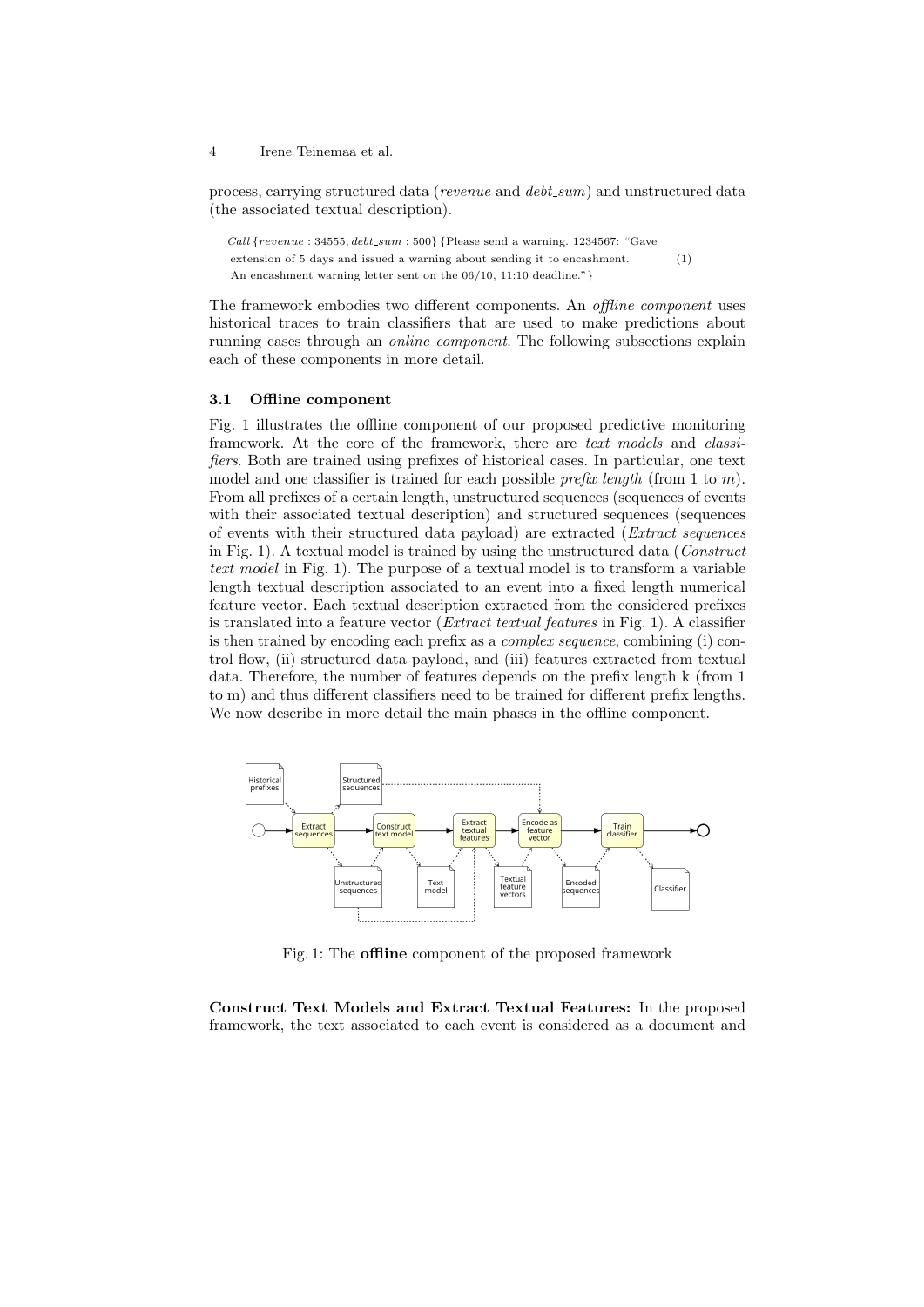process, carrying structured data (*revenue* and *debt_sum*) and unstructured data (the associated textual description).

$$Call\,\{revenue : 34555, debt\_sum : 500\}\,\{\text{Please send a warning. 1234567: "Gave extension of 5 days and issued a warning about sending it to encashment. An encashment warning letter sent on the 06/10, 11:10 deadline."}\} \quad (1)$$

The framework embodies two different components. An *offline component* uses historical traces to train classifiers that are used to make predictions about running cases through an *online component*. The following subsections explain each of these components in more detail.

### 3.1 Offline component

Fig. 1 illustrates the offline component of our proposed predictive monitoring framework. At the core of the framework, there are *text models* and *classifiers*. Both are trained using prefixes of historical cases. In particular, one text model and one classifier is trained for each possible *prefix length* (from 1 to $m$). From all prefixes of a certain length, unstructured sequences (sequences of events with their associated textual description) and structured sequences (sequences of events with their structured data payload) are extracted (*Extract sequences* in Fig. 1). A textual model is trained by using the unstructured data (*Construct text model* in Fig. 1). The purpose of a textual model is to transform a variable length textual description associated to an event into a fixed length numerical feature vector. Each textual description extracted from the considered prefixes is translated into a feature vector (*Extract textual features* in Fig. 1). A classifier is then trained by encoding each prefix as a *complex sequence*, combining (i) control flow, (ii) structured data payload, and (iii) features extracted from textual data. Therefore, the number of features depends on the prefix length k (from 1 to m) and thus different classifiers need to be trained for different prefix lengths. We now describe in more detail the main phases in the offline component.

Fig. 1: The **offline** component of the proposed framework

**Construct Text Models and Extract Textual Features:** In the proposed framework, the text associated to each event is considered as a document and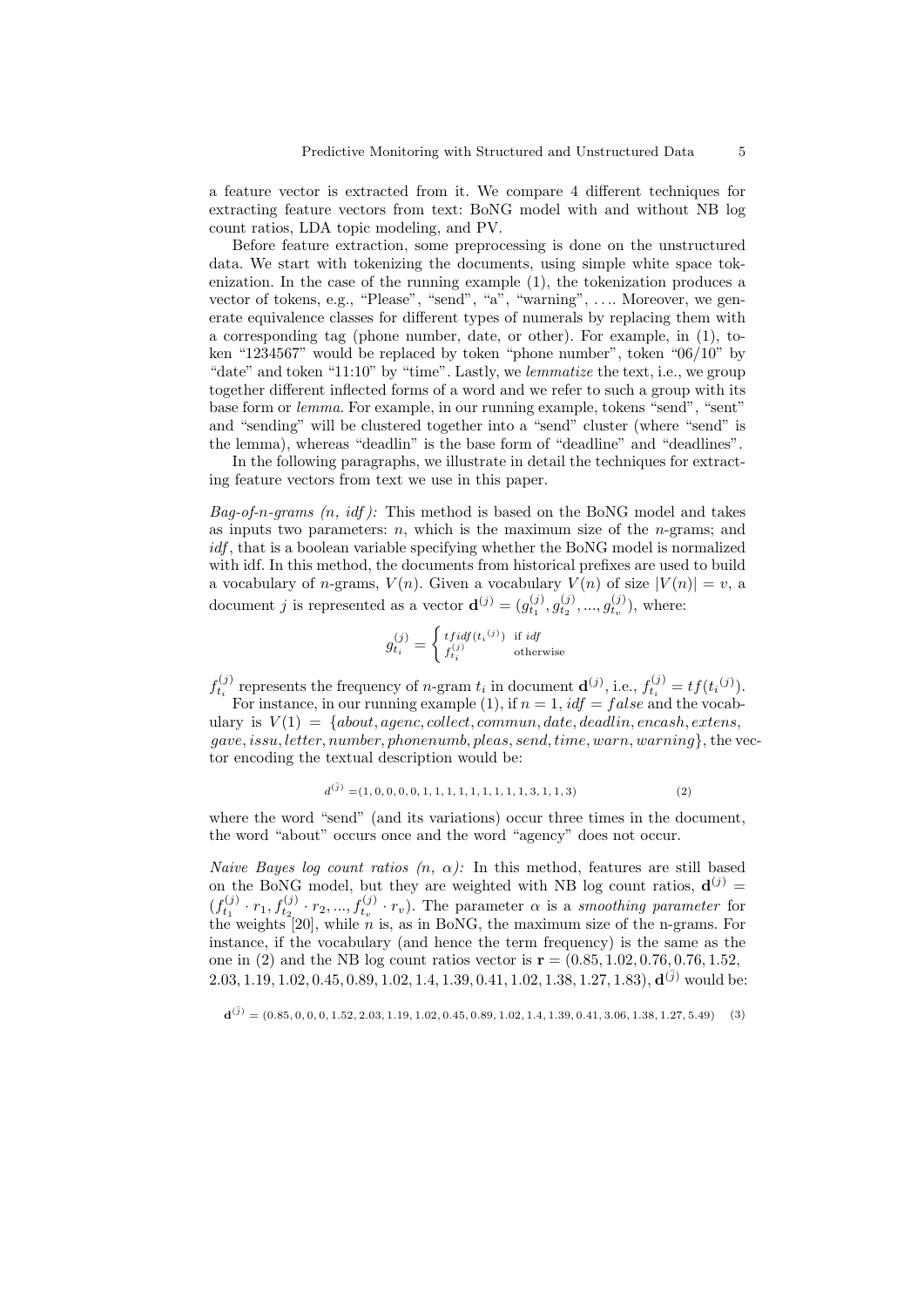a feature vector is extracted from it. We compare 4 different techniques for extracting feature vectors from text: BoNG model with and without NB log count ratios, LDA topic modeling, and PV.

Before feature extraction, some preprocessing is done on the unstructured data. We start with tokenizing the documents, using simple white space tokenization. In the case of the running example (1), the tokenization produces a vector of tokens, e.g., "Please", "send", "a", "warning", .... Moreover, we generate equivalence classes for different types of numerals by replacing them with a corresponding tag (phone number, date, or other). For example, in (1), token "1234567" would be replaced by token "phone number", token "06/10" by "date" and token "11:10" by "time". Lastly, we *lemmatize* the text, i.e., we group together different inflected forms of a word and we refer to such a group with its base form or *lemma*. For example, in our running example, tokens "send", "sent" and "sending" will be clustered together into a "send" cluster (where "send" is the lemma), whereas "deadlin" is the base form of "deadline" and "deadlines".

In the following paragraphs, we illustrate in detail the techniques for extracting feature vectors from text we use in this paper.

*Bag-of-n-grams (n, idf):* This method is based on the BoNG model and takes as inputs two parameters: $n$, which is the maximum size of the $n$-grams; and $idf$, that is a boolean variable specifying whether the BoNG model is normalized with idf. In this method, the documents from historical prefixes are used to build a vocabulary of $n$-grams, $V(n)$. Given a vocabulary $V(n)$ of size $|V(n)| = v$, a document $j$ is represented as a vector $\mathbf{d}^{(j)} = (g_{t_1}^{(j)}, g_{t_2}^{(j)}, ..., g_{t_v}^{(j)})$, where:

$$g_{t_i}^{(j)} = \begin{cases} tfidf(t_i{}^{(j)}) & \text{if } idf \\ f_{t_i}^{(j)} & \text{otherwise} \end{cases}$$

$f_{t_i}^{(j)}$ represents the frequency of $n$-gram $t_i$ in document $\mathbf{d}^{(j)}$, i.e., $f_{t_i}^{(j)} = tf(t_i{}^{(j)})$.

For instance, in our running example (1), if $n = 1$, $idf = false$ and the vocabulary is $V(1) = \{about, agenc, collect, commun, date, deadlin, encash, extens, gave, issu, letter, number, phonenumb, pleas, send, time, warn, warning\}$, the vector encoding the textual description would be:

$$d^{(j)} = (1, 0, 0, 0, 0, 1, 1, 1, 1, 1, 1, 1, 1, 1, 3, 1, 1, 3) \tag{2}$$

where the word "send" (and its variations) occur three times in the document, the word "about" occurs once and the word "agency" does not occur.

*Naive Bayes log count ratios (n, α):* In this method, features are still based on the BoNG model, but they are weighted with NB log count ratios, $\mathbf{d}^{(j)} = (f_{t_1}^{(j)} \cdot r_1, f_{t_2}^{(j)} \cdot r_2, ..., f_{t_v}^{(j)} \cdot r_v)$. The parameter $\alpha$ is a *smoothing parameter* for the weights [20], while $n$ is, as in BoNG, the maximum size of the n-grams. For instance, if the vocabulary (and hence the term frequency) is the same as the one in (2) and the NB log count ratios vector is $\mathbf{r} = (0.85, 1.02, 0.76, 0.76, 1.52, 2.03, 1.19, 1.02, 0.45, 0.89, 1.02, 1.4, 1.39, 0.41, 1.02, 1.38, 1.27, 1.83)$, $\mathbf{d}^{(j)}$ would be:

$$\mathbf{d}^{(j)} = (0.85, 0, 0, 0, 1.52, 2.03, 1.19, 1.02, 0.45, 0.89, 1.02, 1.4, 1.39, 0.41, 3.06, 1.38, 1.27, 5.49) \tag{3}$$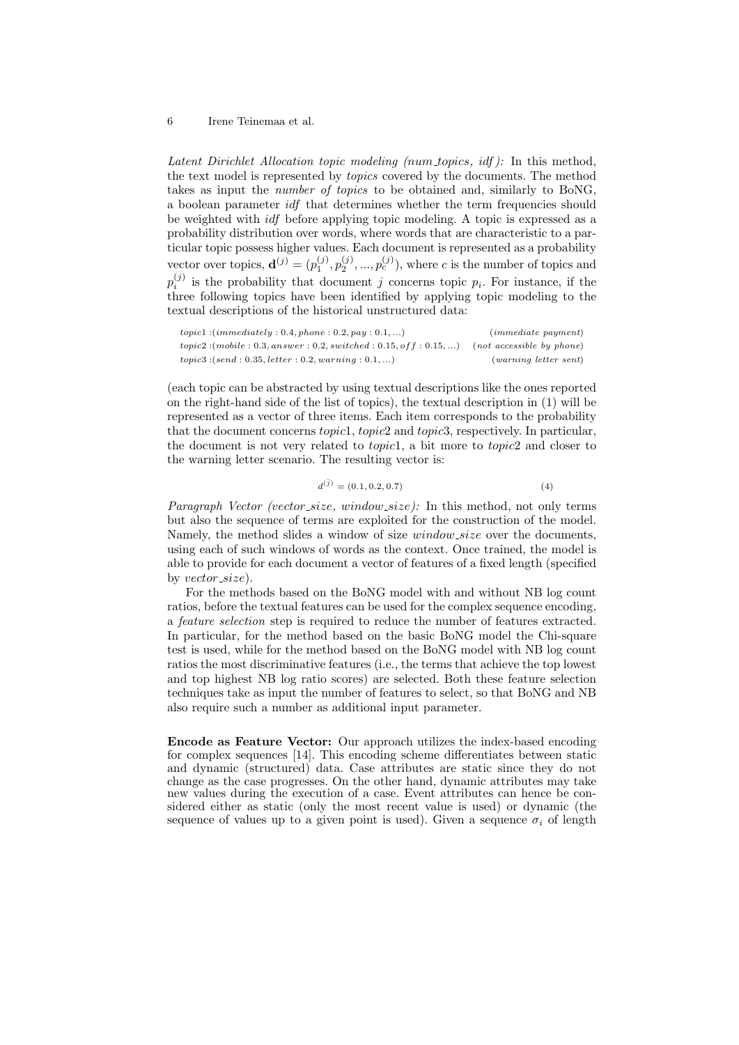*Latent Dirichlet Allocation topic modeling (num_topics, idf):* In this method, the text model is represented by *topics* covered by the documents. The method takes as input the *number of topics* to be obtained and, similarly to BoNG, a boolean parameter *idf* that determines whether the term frequencies should be weighted with *idf* before applying topic modeling. A topic is expressed as a probability distribution over words, where words that are characteristic to a particular topic possess higher values. Each document is represented as a probability vector over topics, $\mathbf{d}^{(j)} = (p_1^{(j)}, p_2^{(j)}, ..., p_c^{(j)})$, where $c$ is the number of topics and $p_i^{(j)}$ is the probability that document $j$ concerns topic $p_i$. For instance, if the three following topics have been identified by applying topic modeling to the textual descriptions of the historical unstructured data:

$topic1 : (immediately : 0.4, phone : 0.2, pay : 0.1, ...)$ $\quad$ *(immediate payment)*
$topic2 : (mobile : 0.3, answer : 0.2, switched : 0.15, off : 0.15, ...)$ $\quad$ *(not accessible by phone)*
$topic3 : (send : 0.35, letter : 0.2, warning : 0.1, ...)$ $\quad$ *(warning letter sent)*

(each topic can be abstracted by using textual descriptions like the ones reported on the right-hand side of the list of topics), the textual description in (1) will be represented as a vector of three items. Each item corresponds to the probability that the document concerns *topic*1, *topic*2 and *topic*3, respectively. In particular, the document is not very related to *topic*1, a bit more to *topic*2 and closer to the warning letter scenario. The resulting vector is:

$$d^{(j)} = (0.1, 0.2, 0.7) \tag{4}$$

*Paragraph Vector (vector_size, window_size):* In this method, not only terms but also the sequence of terms are exploited for the construction of the model. Namely, the method slides a window of size *window_size* over the documents, using each of such windows of words as the context. Once trained, the model is able to provide for each document a vector of features of a fixed length (specified by *vector_size*).

For the methods based on the BoNG model with and without NB log count ratios, before the textual features can be used for the complex sequence encoding, a *feature selection* step is required to reduce the number of features extracted. In particular, for the method based on the basic BoNG model the Chi-square test is used, while for the method based on the BoNG model with NB log count ratios the most discriminative features (i.e., the terms that achieve the top lowest and top highest NB log ratio scores) are selected. Both these feature selection techniques take as input the number of features to select, so that BoNG and NB also require such a number as additional input parameter.

**Encode as Feature Vector:** Our approach utilizes the index-based encoding for complex sequences [14]. This encoding scheme differentiates between static and dynamic (structured) data. Case attributes are static since they do not change as the case progresses. On the other hand, dynamic attributes may take new values during the execution of a case. Event attributes can hence be considered either as static (only the most recent value is used) or dynamic (the sequence of values up to a given point is used). Given a sequence $\sigma_i$ of length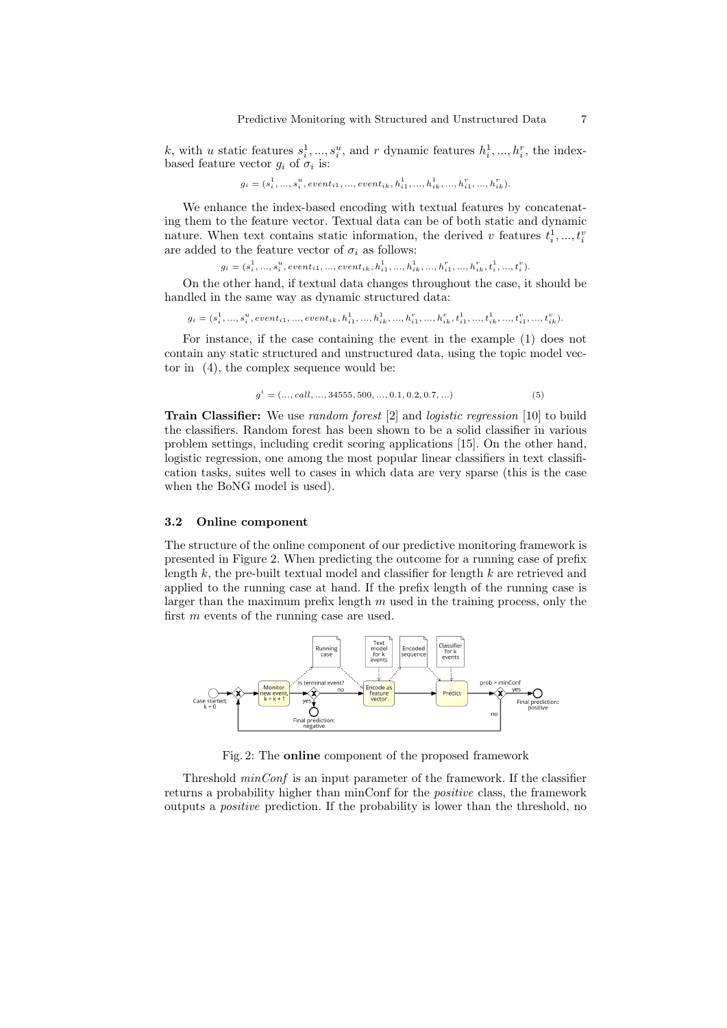$k$, with $u$ static features $s_i^1, ..., s_i^u$, and $r$ dynamic features $h_i^1, ..., h_i^r$, the index-based feature vector $g_i$ of $\sigma_i$ is:

$$g_i = (s_i^1, ..., s_i^u, event_{i1}, ..., event_{ik}, h_{i1}^1, ..., h_{ik}^1, ..., h_{i1}^r, ..., h_{ik}^r).$$

We enhance the index-based encoding with textual features by concatenating them to the feature vector. Textual data can be of both static and dynamic nature. When text contains static information, the derived $v$ features $t_i^1, ..., t_i^v$ are added to the feature vector of $\sigma_i$ as follows:

$$g_i = (s_i^1, ..., s_i^u, event_{i1}, ..., event_{ik}, h_{i1}^1, ..., h_{ik}^1, ..., h_{i1}^r, ..., h_{ik}^r, t_i^1, ..., t_i^v).$$

On the other hand, if textual data changes throughout the case, it should be handled in the same way as dynamic structured data:

$$g_i = (s_i^1, ..., s_i^u, event_{i1}, ..., event_{ik}, h_{i1}^1, ..., h_{ik}^1, ..., h_{i1}^r, ..., h_{ik}^r, t_{i1}^1, ..., t_{ik}^1, ..., t_{i1}^v, ..., t_{ik}^v).$$

For instance, if the case containing the event in the example (1) does not contain any static structured and unstructured data, using the topic model vector in (4), the complex sequence would be:

$$g^i = (..., call, ..., 34555, 500, ..., 0.1, 0.2, 0.7, ...) \tag{5}$$

**Train Classifier:** We use *random forest* [2] and *logistic regression* [10] to build the classifiers. Random forest has been shown to be a solid classifier in various problem settings, including credit scoring applications [15]. On the other hand, logistic regression, one among the most popular linear classifiers in text classification tasks, suites well to cases in which data are very sparse (this is the case when the BoNG model is used).

### 3.2 Online component

The structure of the online component of our predictive monitoring framework is presented in Figure 2. When predicting the outcome for a running case of prefix length $k$, the pre-built textual model and classifier for length $k$ are retrieved and applied to the running case at hand. If the prefix length of the running case is larger than the maximum prefix length $m$ used in the training process, only the first $m$ events of the running case are used.

Fig. 2: The **online** component of the proposed framework

Threshold *minConf* is an input parameter of the framework. If the classifier returns a probability higher than minConf for the *positive* class, the framework outputs a *positive* prediction. If the probability is lower than the threshold, no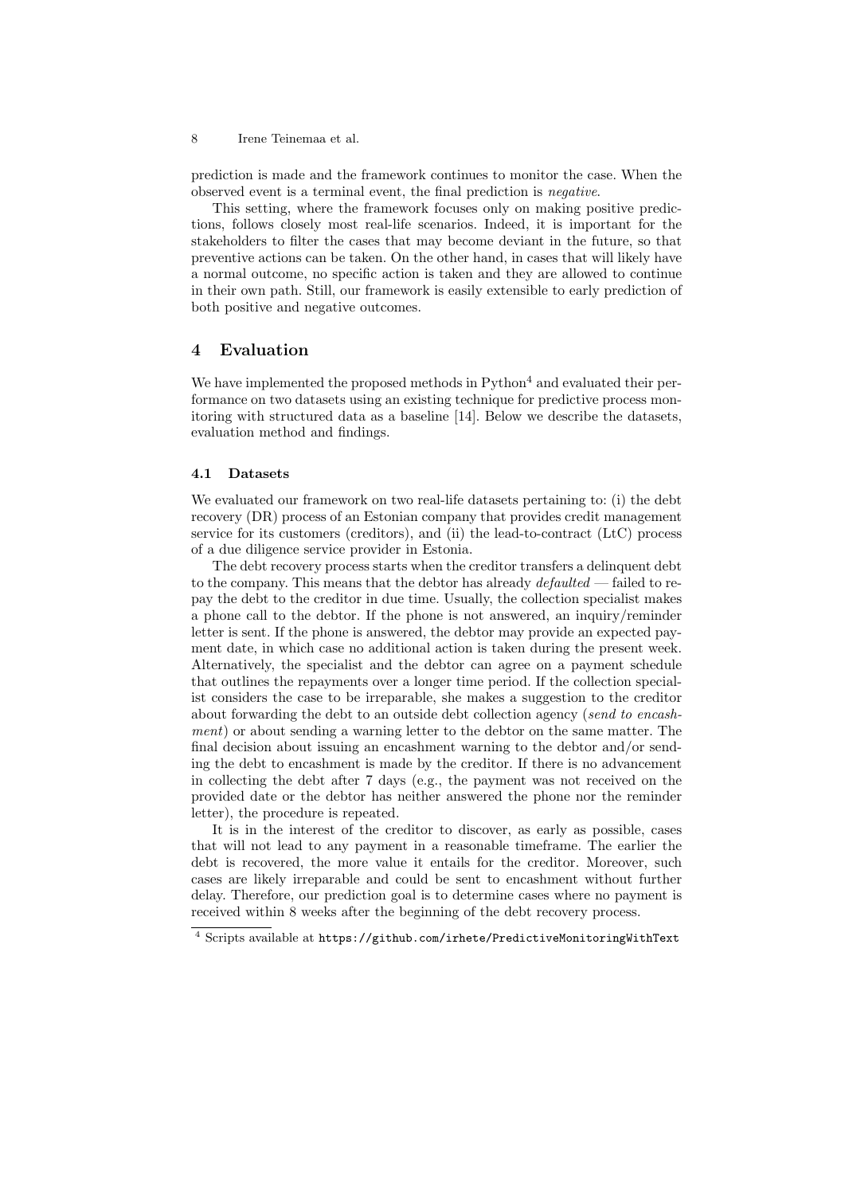prediction is made and the framework continues to monitor the case. When the observed event is a terminal event, the final prediction is *negative*.

This setting, where the framework focuses only on making positive predictions, follows closely most real-life scenarios. Indeed, it is important for the stakeholders to filter the cases that may become deviant in the future, so that preventive actions can be taken. On the other hand, in cases that will likely have a normal outcome, no specific action is taken and they are allowed to continue in their own path. Still, our framework is easily extensible to early prediction of both positive and negative outcomes.

## 4 Evaluation

We have implemented the proposed methods in Python[4] and evaluated their performance on two datasets using an existing technique for predictive process monitoring with structured data as a baseline [14]. Below we describe the datasets, evaluation method and findings.

### 4.1 Datasets

We evaluated our framework on two real-life datasets pertaining to: (i) the debt recovery (DR) process of an Estonian company that provides credit management service for its customers (creditors), and (ii) the lead-to-contract (LtC) process of a due diligence service provider in Estonia.

The debt recovery process starts when the creditor transfers a delinquent debt to the company. This means that the debtor has already *defaulted* — failed to repay the debt to the creditor in due time. Usually, the collection specialist makes a phone call to the debtor. If the phone is not answered, an inquiry/reminder letter is sent. If the phone is answered, the debtor may provide an expected payment date, in which case no additional action is taken during the present week. Alternatively, the specialist and the debtor can agree on a payment schedule that outlines the repayments over a longer time period. If the collection specialist considers the case to be irreparable, she makes a suggestion to the creditor about forwarding the debt to an outside debt collection agency (*send to encashment*) or about sending a warning letter to the debtor on the same matter. The final decision about issuing an encashment warning to the debtor and/or sending the debt to encashment is made by the creditor. If there is no advancement in collecting the debt after 7 days (e.g., the payment was not received on the provided date or the debtor has neither answered the phone nor the reminder letter), the procedure is repeated.

It is in the interest of the creditor to discover, as early as possible, cases that will not lead to any payment in a reasonable timeframe. The earlier the debt is recovered, the more value it entails for the creditor. Moreover, such cases are likely irreparable and could be sent to encashment without further delay. Therefore, our prediction goal is to determine cases where no payment is received within 8 weeks after the beginning of the debt recovery process.

[4] Scripts available at `https://github.com/irhete/PredictiveMonitoringWithText`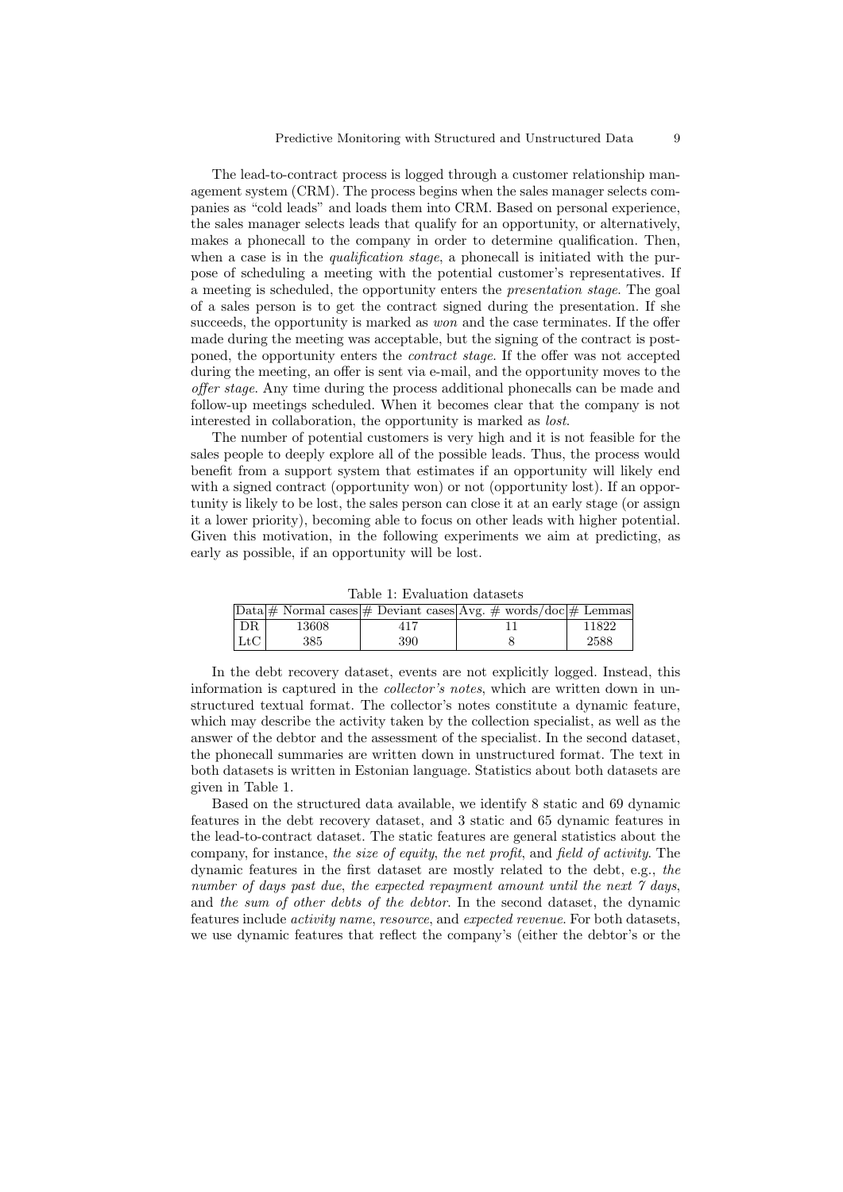The lead-to-contract process is logged through a customer relationship management system (CRM). The process begins when the sales manager selects companies as "cold leads" and loads them into CRM. Based on personal experience, the sales manager selects leads that qualify for an opportunity, or alternatively, makes a phonecall to the company in order to determine qualification. Then, when a case is in the *qualification stage*, a phonecall is initiated with the purpose of scheduling a meeting with the potential customer's representatives. If a meeting is scheduled, the opportunity enters the *presentation stage*. The goal of a sales person is to get the contract signed during the presentation. If she succeeds, the opportunity is marked as *won* and the case terminates. If the offer made during the meeting was acceptable, but the signing of the contract is postponed, the opportunity enters the *contract stage*. If the offer was not accepted during the meeting, an offer is sent via e-mail, and the opportunity moves to the *offer stage*. Any time during the process additional phonecalls can be made and follow-up meetings scheduled. When it becomes clear that the company is not interested in collaboration, the opportunity is marked as *lost*.

The number of potential customers is very high and it is not feasible for the sales people to deeply explore all of the possible leads. Thus, the process would benefit from a support system that estimates if an opportunity will likely end with a signed contract (opportunity won) or not (opportunity lost). If an opportunity is likely to be lost, the sales person can close it at an early stage (or assign it a lower priority), becoming able to focus on other leads with higher potential. Given this motivation, in the following experiments we aim at predicting, as early as possible, if an opportunity will be lost.

Table 1: Evaluation datasets

| Data | # Normal cases | # Deviant cases | Avg. # words/doc | # Lemmas |
|---|---|---|---|---|
| DR | 13608 | 417 | 11 | 11822 |
| LtC | 385 | 390 | 8 | 2588 |

In the debt recovery dataset, events are not explicitly logged. Instead, this information is captured in the *collector's notes*, which are written down in unstructured textual format. The collector's notes constitute a dynamic feature, which may describe the activity taken by the collection specialist, as well as the answer of the debtor and the assessment of the specialist. In the second dataset, the phonecall summaries are written down in unstructured format. The text in both datasets is written in Estonian language. Statistics about both datasets are given in Table 1.

Based on the structured data available, we identify 8 static and 69 dynamic features in the debt recovery dataset, and 3 static and 65 dynamic features in the lead-to-contract dataset. The static features are general statistics about the company, for instance, *the size of equity*, *the net profit*, and *field of activity*. The dynamic features in the first dataset are mostly related to the debt, e.g., *the number of days past due*, *the expected repayment amount until the next 7 days*, and *the sum of other debts of the debtor*. In the second dataset, the dynamic features include *activity name*, *resource*, and *expected revenue*. For both datasets, we use dynamic features that reflect the company's (either the debtor's or the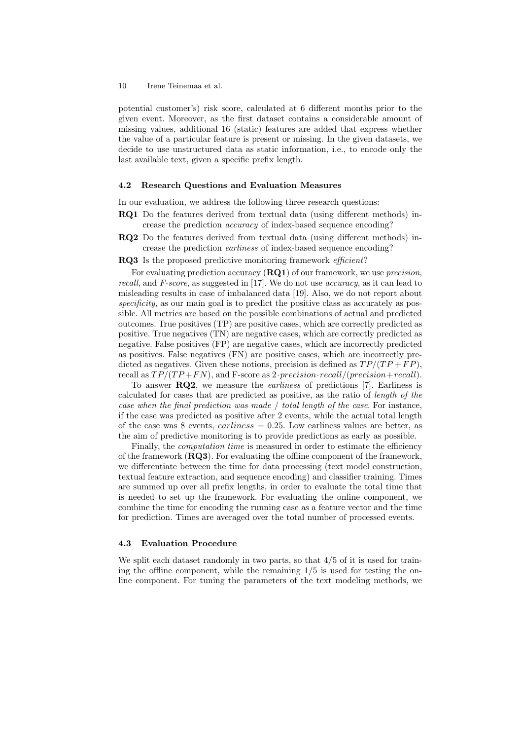potential customer's) risk score, calculated at 6 different months prior to the given event. Moreover, as the first dataset contains a considerable amount of missing values, additional 16 (static) features are added that express whether the value of a particular feature is present or missing. In the given datasets, we decide to use unstructured data as static information, i.e., to encode only the last available text, given a specific prefix length.

### 4.2 Research Questions and Evaluation Measures

In our evaluation, we address the following three research questions:

- **RQ1** Do the features derived from textual data (using different methods) increase the prediction *accuracy* of index-based sequence encoding?
- **RQ2** Do the features derived from textual data (using different methods) increase the prediction *earliness* of index-based sequence encoding?
- **RQ3** Is the proposed predictive monitoring framework *efficient*?

For evaluating prediction accuracy (**RQ1**) of our framework, we use *precision*, *recall*, and *F-score*, as suggested in [17]. We do not use *accuracy*, as it can lead to misleading results in case of imbalanced data [19]. Also, we do not report about *specificity*, as our main goal is to predict the positive class as accurately as possible. All metrics are based on the possible combinations of actual and predicted outcomes. True positives (TP) are positive cases, which are correctly predicted as positive. True negatives (TN) are negative cases, which are correctly predicted as negative. False positives (FP) are negative cases, which are incorrectly predicted as positives. False negatives (FN) are positive cases, which are incorrectly predicted as negatives. Given these notions, precision is defined as $TP/(TP+FP)$, recall as $TP/(TP+FN)$, and F-score as $2 \cdot precision \cdot recall/(precision + recall)$.

To answer **RQ2**, we measure the *earliness* of predictions [7]. Earliness is calculated for cases that are predicted as positive, as the ratio of *length of the case when the final prediction was made / total length of the case*. For instance, if the case was predicted as positive after 2 events, while the actual total length of the case was 8 events, $earliness = 0.25$. Low earliness values are better, as the aim of predictive monitoring is to provide predictions as early as possible.

Finally, the *computation time* is measured in order to estimate the efficiency of the framework (**RQ3**). For evaluating the offline component of the framework, we differentiate between the time for data processing (text model construction, textual feature extraction, and sequence encoding) and classifier training. Times are summed up over all prefix lengths, in order to evaluate the total time that is needed to set up the framework. For evaluating the online component, we combine the time for encoding the running case as a feature vector and the time for prediction. Times are averaged over the total number of processed events.

### 4.3 Evaluation Procedure

We split each dataset randomly in two parts, so that 4/5 of it is used for training the offline component, while the remaining 1/5 is used for testing the online component. For tuning the parameters of the text modeling methods, we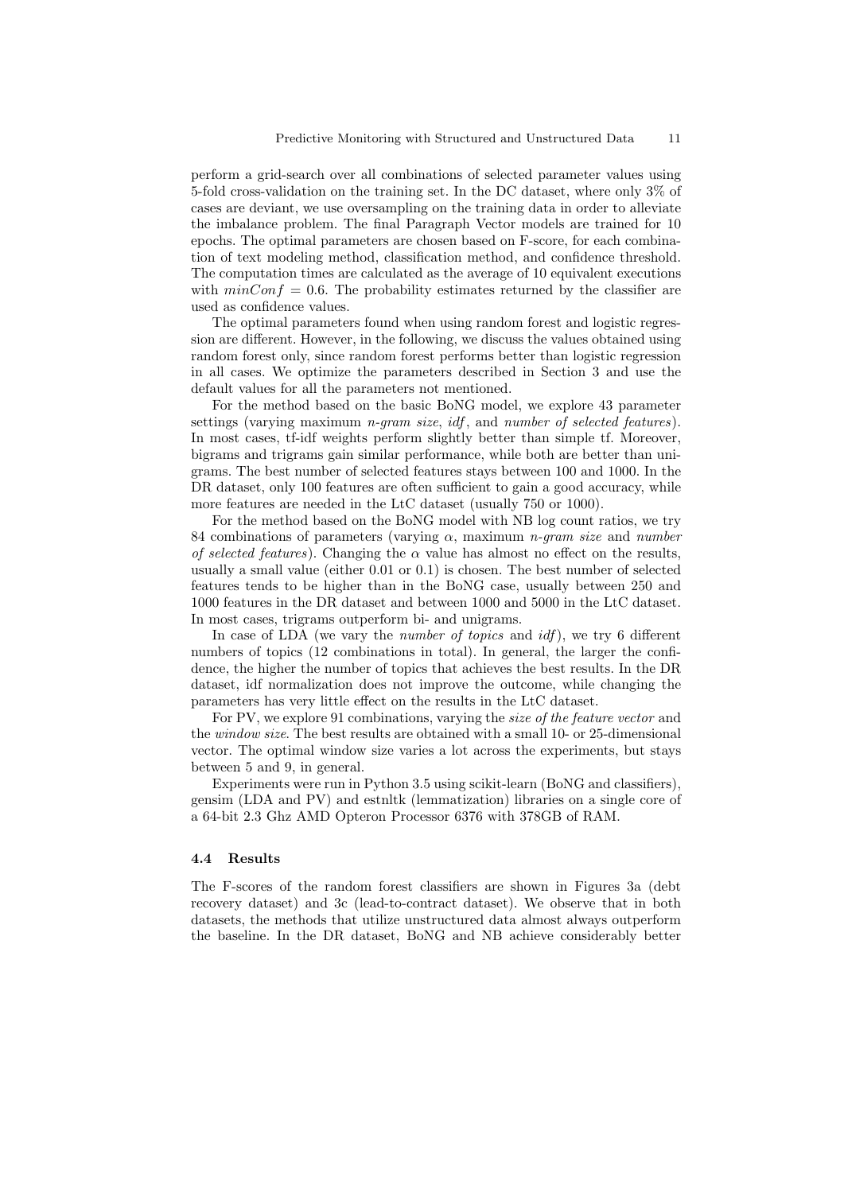perform a grid-search over all combinations of selected parameter values using 5-fold cross-validation on the training set. In the DC dataset, where only 3% of cases are deviant, we use oversampling on the training data in order to alleviate the imbalance problem. The final Paragraph Vector models are trained for 10 epochs. The optimal parameters are chosen based on F-score, for each combination of text modeling method, classification method, and confidence threshold. The computation times are calculated as the average of 10 equivalent executions with $minConf = 0.6$. The probability estimates returned by the classifier are used as confidence values.

The optimal parameters found when using random forest and logistic regression are different. However, in the following, we discuss the values obtained using random forest only, since random forest performs better than logistic regression in all cases. We optimize the parameters described in Section 3 and use the default values for all the parameters not mentioned.

For the method based on the basic BoNG model, we explore 43 parameter settings (varying maximum *n-gram size*, *idf*, and *number of selected features*). In most cases, tf-idf weights perform slightly better than simple tf. Moreover, bigrams and trigrams gain similar performance, while both are better than unigrams. The best number of selected features stays between 100 and 1000. In the DR dataset, only 100 features are often sufficient to gain a good accuracy, while more features are needed in the LtC dataset (usually 750 or 1000).

For the method based on the BoNG model with NB log count ratios, we try 84 combinations of parameters (varying $\alpha$, maximum *n-gram size* and *number of selected features*). Changing the $\alpha$ value has almost no effect on the results, usually a small value (either 0.01 or 0.1) is chosen. The best number of selected features tends to be higher than in the BoNG case, usually between 250 and 1000 features in the DR dataset and between 1000 and 5000 in the LtC dataset. In most cases, trigrams outperform bi- and unigrams.

In case of LDA (we vary the *number of topics* and *idf*), we try 6 different numbers of topics (12 combinations in total). In general, the larger the confidence, the higher the number of topics that achieves the best results. In the DR dataset, idf normalization does not improve the outcome, while changing the parameters has very little effect on the results in the LtC dataset.

For PV, we explore 91 combinations, varying the *size of the feature vector* and the *window size*. The best results are obtained with a small 10- or 25-dimensional vector. The optimal window size varies a lot across the experiments, but stays between 5 and 9, in general.

Experiments were run in Python 3.5 using scikit-learn (BoNG and classifiers), gensim (LDA and PV) and estnltk (lemmatization) libraries on a single core of a 64-bit 2.3 Ghz AMD Opteron Processor 6376 with 378GB of RAM.

### 4.4 Results

The F-scores of the random forest classifiers are shown in Figures 3a (debt recovery dataset) and 3c (lead-to-contract dataset). We observe that in both datasets, the methods that utilize unstructured data almost always outperform the baseline. In the DR dataset, BoNG and NB achieve considerably better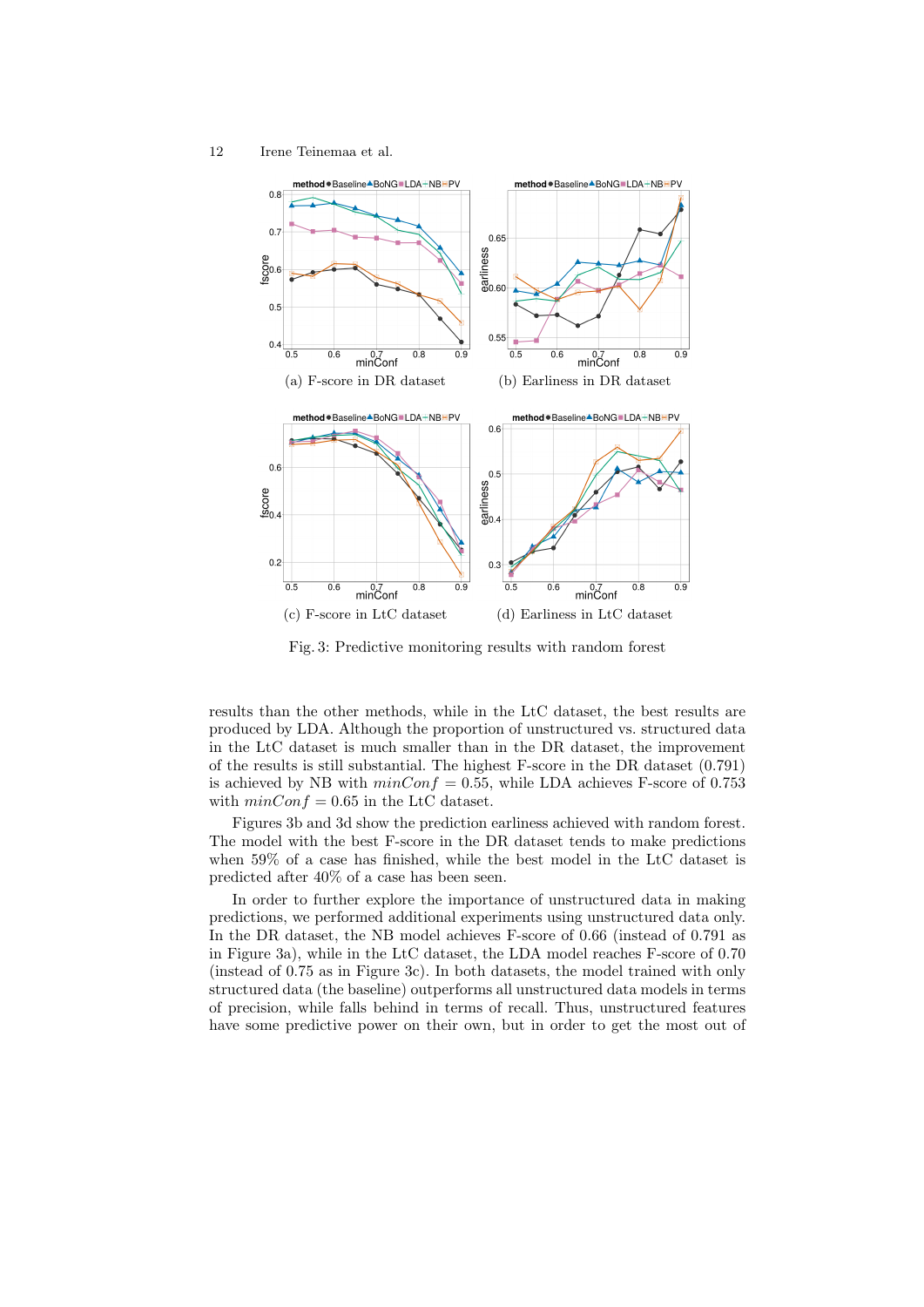(a) F-score in DR dataset

(b) Earliness in DR dataset

(c) F-score in LtC dataset

(d) Earliness in LtC dataset

Fig. 3: Predictive monitoring results with random forest

results than the other methods, while in the LtC dataset, the best results are produced by LDA. Although the proportion of unstructured vs. structured data in the LtC dataset is much smaller than in the DR dataset, the improvement of the results is still substantial. The highest F-score in the DR dataset (0.791) is achieved by NB with $minConf = 0.55$, while LDA achieves F-score of 0.753 with $minConf = 0.65$ in the LtC dataset.

Figures 3b and 3d show the prediction earliness achieved with random forest. The model with the best F-score in the DR dataset tends to make predictions when 59% of a case has finished, while the best model in the LtC dataset is predicted after 40% of a case has been seen.

In order to further explore the importance of unstructured data in making predictions, we performed additional experiments using unstructured data only. In the DR dataset, the NB model achieves F-score of 0.66 (instead of 0.791 as in Figure 3a), while in the LtC dataset, the LDA model reaches F-score of 0.70 (instead of 0.75 as in Figure 3c). In both datasets, the model trained with only structured data (the baseline) outperforms all unstructured data models in terms of precision, while falls behind in terms of recall. Thus, unstructured features have some predictive power on their own, but in order to get the most out of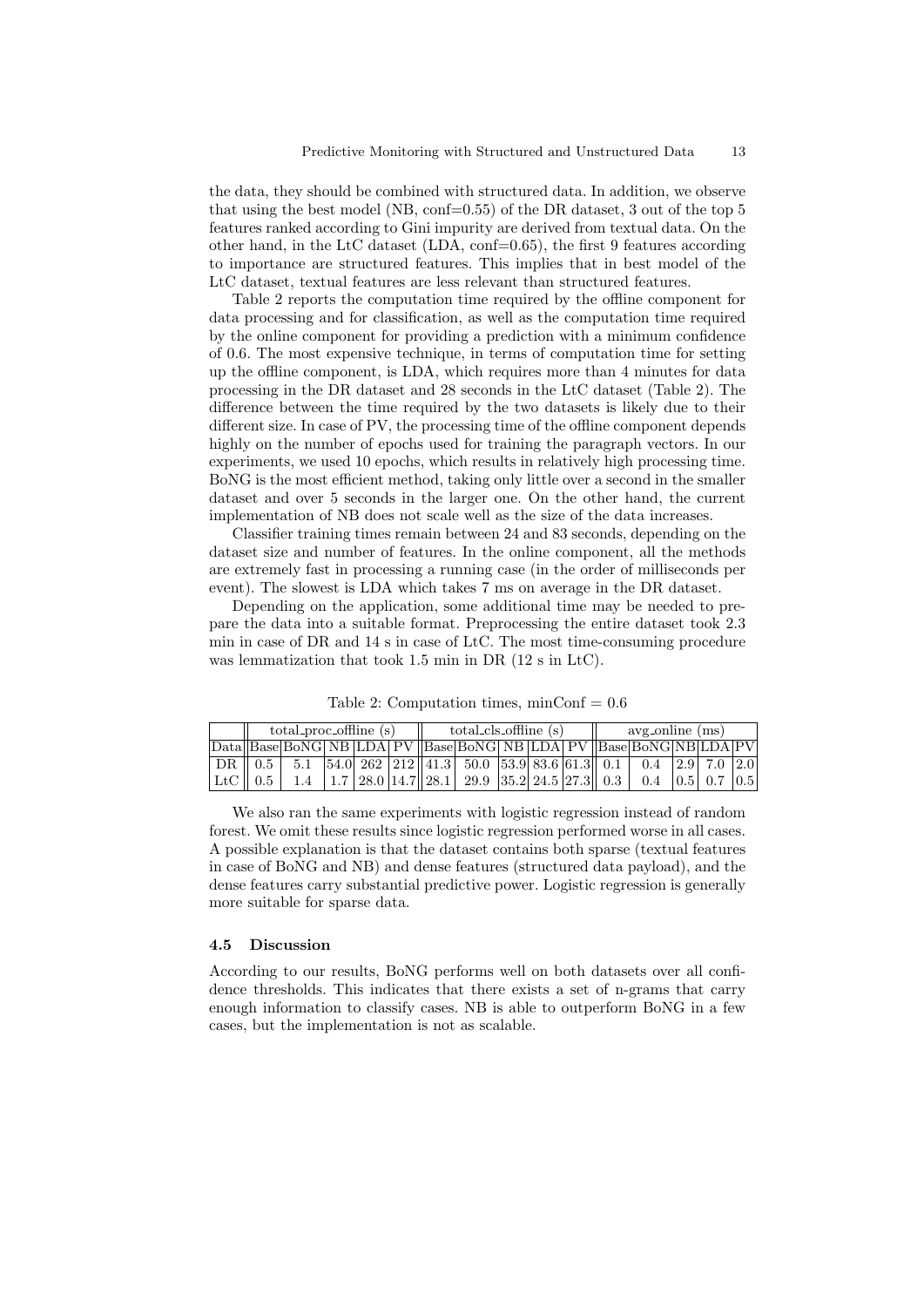the data, they should be combined with structured data. In addition, we observe that using the best model (NB, conf=0.55) of the DR dataset, 3 out of the top 5 features ranked according to Gini impurity are derived from textual data. On the other hand, in the LtC dataset (LDA, conf=0.65), the first 9 features according to importance are structured features. This implies that in best model of the LtC dataset, textual features are less relevant than structured features.

Table 2 reports the computation time required by the offline component for data processing and for classification, as well as the computation time required by the online component for providing a prediction with a minimum confidence of 0.6. The most expensive technique, in terms of computation time for setting up the offline component, is LDA, which requires more than 4 minutes for data processing in the DR dataset and 28 seconds in the LtC dataset (Table 2). The difference between the time required by the two datasets is likely due to their different size. In case of PV, the processing time of the offline component depends highly on the number of epochs used for training the paragraph vectors. In our experiments, we used 10 epochs, which results in relatively high processing time. BoNG is the most efficient method, taking only little over a second in the smaller dataset and over 5 seconds in the larger one. On the other hand, the current implementation of NB does not scale well as the size of the data increases.

Classifier training times remain between 24 and 83 seconds, depending on the dataset size and number of features. In the online component, all the methods are extremely fast in processing a running case (in the order of milliseconds per event). The slowest is LDA which takes 7 ms on average in the DR dataset.

Depending on the application, some additional time may be needed to prepare the data into a suitable format. Preprocessing the entire dataset took 2.3 min in case of DR and 14 s in case of LtC. The most time-consuming procedure was lemmatization that took 1.5 min in DR (12 s in LtC).

Table 2: Computation times, minConf = 0.6

| | total_proc_offline (s) | | | | | total_cls_offline (s) | | | | | avg_online (ms) | | | | |
|---|---|---|---|---|---|---|---|---|---|---|---|---|---|---|---|
| Data | Base | BoNG | NB | LDA | PV | Base | BoNG | NB | LDA | PV | Base | BoNG | NB | LDA | PV |
| DR | 0.5 | 5.1 | 54.0 | 262 | 212 | 41.3 | 50.0 | 53.9 | 83.6 | 61.3 | 0.1 | 0.4 | 2.9 | 7.0 | 2.0 |
| LtC | 0.5 | 1.4 | 1.7 | 28.0 | 14.7 | 28.1 | 29.9 | 35.2 | 24.5 | 27.3 | 0.3 | 0.4 | 0.5 | 0.7 | 0.5 |

We also ran the same experiments with logistic regression instead of random forest. We omit these results since logistic regression performed worse in all cases. A possible explanation is that the dataset contains both sparse (textual features in case of BoNG and NB) and dense features (structured data payload), and the dense features carry substantial predictive power. Logistic regression is generally more suitable for sparse data.

### 4.5 Discussion

According to our results, BoNG performs well on both datasets over all confidence thresholds. This indicates that there exists a set of n-grams that carry enough information to classify cases. NB is able to outperform BoNG in a few cases, but the implementation is not as scalable.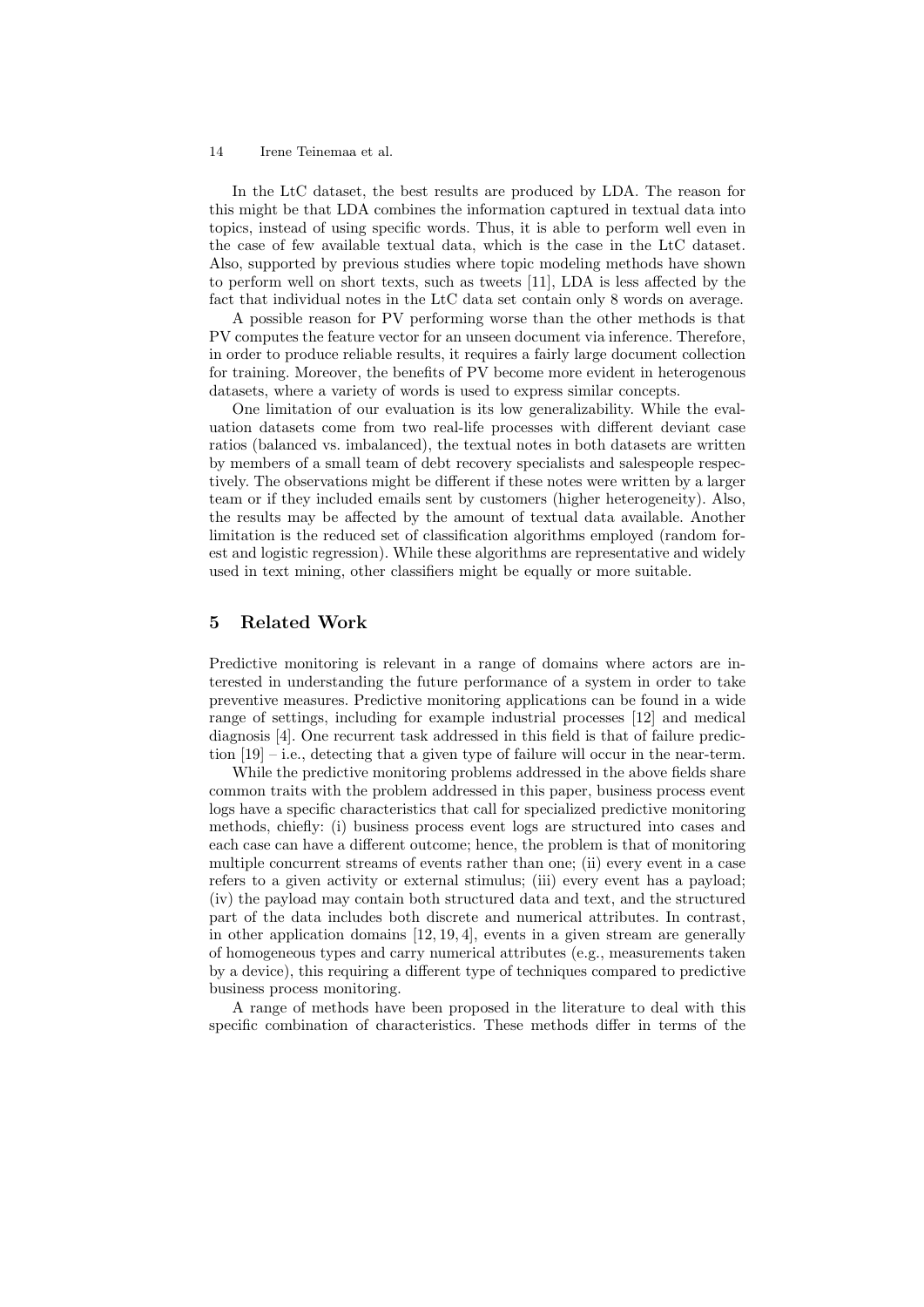In the LtC dataset, the best results are produced by LDA. The reason for this might be that LDA combines the information captured in textual data into topics, instead of using specific words. Thus, it is able to perform well even in the case of few available textual data, which is the case in the LtC dataset. Also, supported by previous studies where topic modeling methods have shown to perform well on short texts, such as tweets [11], LDA is less affected by the fact that individual notes in the LtC data set contain only 8 words on average.

A possible reason for PV performing worse than the other methods is that PV computes the feature vector for an unseen document via inference. Therefore, in order to produce reliable results, it requires a fairly large document collection for training. Moreover, the benefits of PV become more evident in heterogenous datasets, where a variety of words is used to express similar concepts.

One limitation of our evaluation is its low generalizability. While the evaluation datasets come from two real-life processes with different deviant case ratios (balanced vs. imbalanced), the textual notes in both datasets are written by members of a small team of debt recovery specialists and salespeople respectively. The observations might be different if these notes were written by a larger team or if they included emails sent by customers (higher heterogeneity). Also, the results may be affected by the amount of textual data available. Another limitation is the reduced set of classification algorithms employed (random forest and logistic regression). While these algorithms are representative and widely used in text mining, other classifiers might be equally or more suitable.

## 5 Related Work

Predictive monitoring is relevant in a range of domains where actors are interested in understanding the future performance of a system in order to take preventive measures. Predictive monitoring applications can be found in a wide range of settings, including for example industrial processes [12] and medical diagnosis [4]. One recurrent task addressed in this field is that of failure prediction [19] – i.e., detecting that a given type of failure will occur in the near-term.

While the predictive monitoring problems addressed in the above fields share common traits with the problem addressed in this paper, business process event logs have a specific characteristics that call for specialized predictive monitoring methods, chiefly: (i) business process event logs are structured into cases and each case can have a different outcome; hence, the problem is that of monitoring multiple concurrent streams of events rather than one; (ii) every event in a case refers to a given activity or external stimulus; (iii) every event has a payload; (iv) the payload may contain both structured data and text, and the structured part of the data includes both discrete and numerical attributes. In contrast, in other application domains [12, 19, 4], events in a given stream are generally of homogeneous types and carry numerical attributes (e.g., measurements taken by a device), this requiring a different type of techniques compared to predictive business process monitoring.

A range of methods have been proposed in the literature to deal with this specific combination of characteristics. These methods differ in terms of the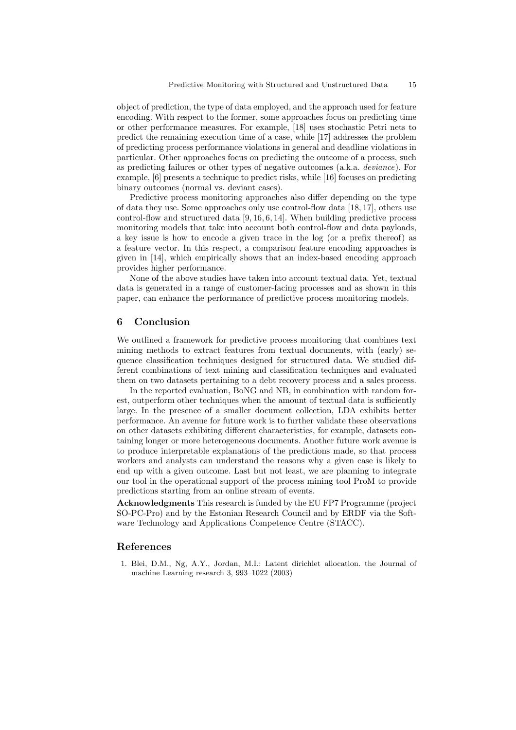object of prediction, the type of data employed, and the approach used for feature encoding. With respect to the former, some approaches focus on predicting time or other performance measures. For example, [18] uses stochastic Petri nets to predict the remaining execution time of a case, while [17] addresses the problem of predicting process performance violations in general and deadline violations in particular. Other approaches focus on predicting the outcome of a process, such as predicting failures or other types of negative outcomes (a.k.a. *deviance*). For example, [6] presents a technique to predict risks, while [16] focuses on predicting binary outcomes (normal vs. deviant cases).

Predictive process monitoring approaches also differ depending on the type of data they use. Some approaches only use control-flow data [18, 17], others use control-flow and structured data [9, 16, 6, 14]. When building predictive process monitoring models that take into account both control-flow and data payloads, a key issue is how to encode a given trace in the log (or a prefix thereof) as a feature vector. In this respect, a comparison feature encoding approaches is given in [14], which empirically shows that an index-based encoding approach provides higher performance.

None of the above studies have taken into account textual data. Yet, textual data is generated in a range of customer-facing processes and as shown in this paper, can enhance the performance of predictive process monitoring models.

## 6 Conclusion

We outlined a framework for predictive process monitoring that combines text mining methods to extract features from textual documents, with (early) sequence classification techniques designed for structured data. We studied different combinations of text mining and classification techniques and evaluated them on two datasets pertaining to a debt recovery process and a sales process.

In the reported evaluation, BoNG and NB, in combination with random forest, outperform other techniques when the amount of textual data is sufficiently large. In the presence of a smaller document collection, LDA exhibits better performance. An avenue for future work is to further validate these observations on other datasets exhibiting different characteristics, for example, datasets containing longer or more heterogeneous documents. Another future work avenue is to produce interpretable explanations of the predictions made, so that process workers and analysts can understand the reasons why a given case is likely to end up with a given outcome. Last but not least, we are planning to integrate our tool in the operational support of the process mining tool ProM to provide predictions starting from an online stream of events.

**Acknowledgments** This research is funded by the EU FP7 Programme (project SO-PC-Pro) and by the Estonian Research Council and by ERDF via the Software Technology and Applications Competence Centre (STACC).

## References

1. Blei, D.M., Ng, A.Y., Jordan, M.I.: Latent dirichlet allocation. the Journal of machine Learning research 3, 993–1022 (2003)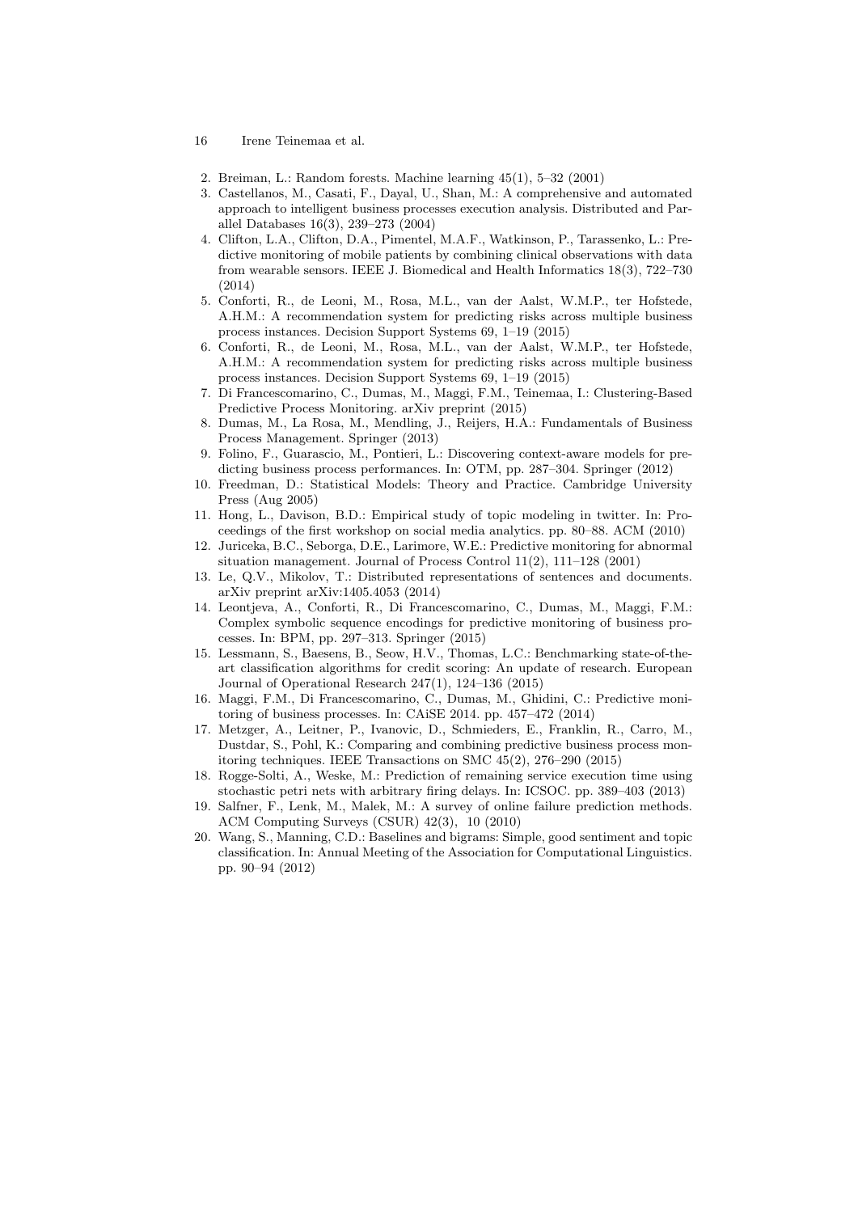2. Breiman, L.: Random forests. Machine learning 45(1), 5–32 (2001)
3. Castellanos, M., Casati, F., Dayal, U., Shan, M.: A comprehensive and automated approach to intelligent business processes execution analysis. Distributed and Parallel Databases 16(3), 239–273 (2004)
4. Clifton, L.A., Clifton, D.A., Pimentel, M.A.F., Watkinson, P., Tarassenko, L.: Predictive monitoring of mobile patients by combining clinical observations with data from wearable sensors. IEEE J. Biomedical and Health Informatics 18(3), 722–730 (2014)
5. Conforti, R., de Leoni, M., Rosa, M.L., van der Aalst, W.M.P., ter Hofstede, A.H.M.: A recommendation system for predicting risks across multiple business process instances. Decision Support Systems 69, 1–19 (2015)
6. Conforti, R., de Leoni, M., Rosa, M.L., van der Aalst, W.M.P., ter Hofstede, A.H.M.: A recommendation system for predicting risks across multiple business process instances. Decision Support Systems 69, 1–19 (2015)
7. Di Francescomarino, C., Dumas, M., Maggi, F.M., Teinemaa, I.: Clustering-Based Predictive Process Monitoring. arXiv preprint (2015)
8. Dumas, M., La Rosa, M., Mendling, J., Reijers, H.A.: Fundamentals of Business Process Management. Springer (2013)
9. Folino, F., Guarascio, M., Pontieri, L.: Discovering context-aware models for predicting business process performances. In: OTM, pp. 287–304. Springer (2012)
10. Freedman, D.: Statistical Models: Theory and Practice. Cambridge University Press (Aug 2005)
11. Hong, L., Davison, B.D.: Empirical study of topic modeling in twitter. In: Proceedings of the first workshop on social media analytics. pp. 80–88. ACM (2010)
12. Juriceka, B.C., Seborga, D.E., Larimore, W.E.: Predictive monitoring for abnormal situation management. Journal of Process Control 11(2), 111–128 (2001)
13. Le, Q.V., Mikolov, T.: Distributed representations of sentences and documents. arXiv preprint arXiv:1405.4053 (2014)
14. Leontjeva, A., Conforti, R., Di Francescomarino, C., Dumas, M., Maggi, F.M.: Complex symbolic sequence encodings for predictive monitoring of business processes. In: BPM, pp. 297–313. Springer (2015)
15. Lessmann, S., Baesens, B., Seow, H.V., Thomas, L.C.: Benchmarking state-of-the-art classification algorithms for credit scoring: An update of research. European Journal of Operational Research 247(1), 124–136 (2015)
16. Maggi, F.M., Di Francescomarino, C., Dumas, M., Ghidini, C.: Predictive monitoring of business processes. In: CAiSE 2014. pp. 457–472 (2014)
17. Metzger, A., Leitner, P., Ivanovic, D., Schmieders, E., Franklin, R., Carro, M., Dustdar, S., Pohl, K.: Comparing and combining predictive business process monitoring techniques. IEEE Transactions on SMC 45(2), 276–290 (2015)
18. Rogge-Solti, A., Weske, M.: Prediction of remaining service execution time using stochastic petri nets with arbitrary firing delays. In: ICSOC. pp. 389–403 (2013)
19. Salfner, F., Lenk, M., Malek, M.: A survey of online failure prediction methods. ACM Computing Surveys (CSUR) 42(3), 10 (2010)
20. Wang, S., Manning, C.D.: Baselines and bigrams: Simple, good sentiment and topic classification. In: Annual Meeting of the Association for Computational Linguistics. pp. 90–94 (2012)